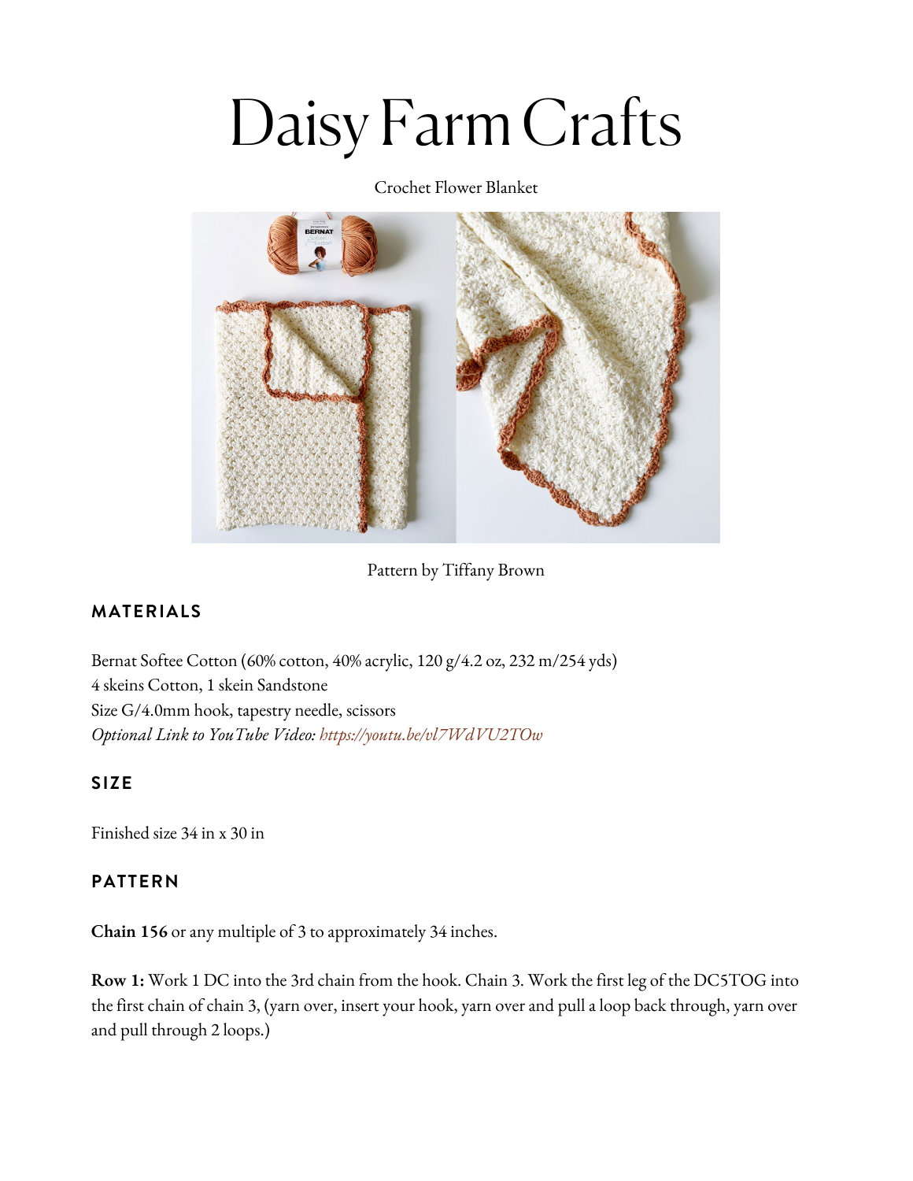# Daisy Farm Crafts

Crochet Flower Blanket

Pattern by Tiffany Brown

## MATERIALS

Bernat Softee Cotton (60% cotton, 40% acrylic, 120 g/4.2 oz, 232 m/254 yds)
4 skeins Cotton, 1 skein Sandstone
Size G/4.0mm hook, tapestry needle, scissors
*Optional Link to YouTube Video: https://youtu.be/vl7WdVU2TOw*

## SIZE

Finished size 34 in x 30 in

## PATTERN

**Chain 156** or any multiple of 3 to approximately 34 inches.

**Row 1:** Work 1 DC into the 3rd chain from the hook. Chain 3. Work the first leg of the DC5TOG into the first chain of chain 3, (yarn over, insert your hook, yarn over and pull a loop back through, yarn over and pull through 2 loops.)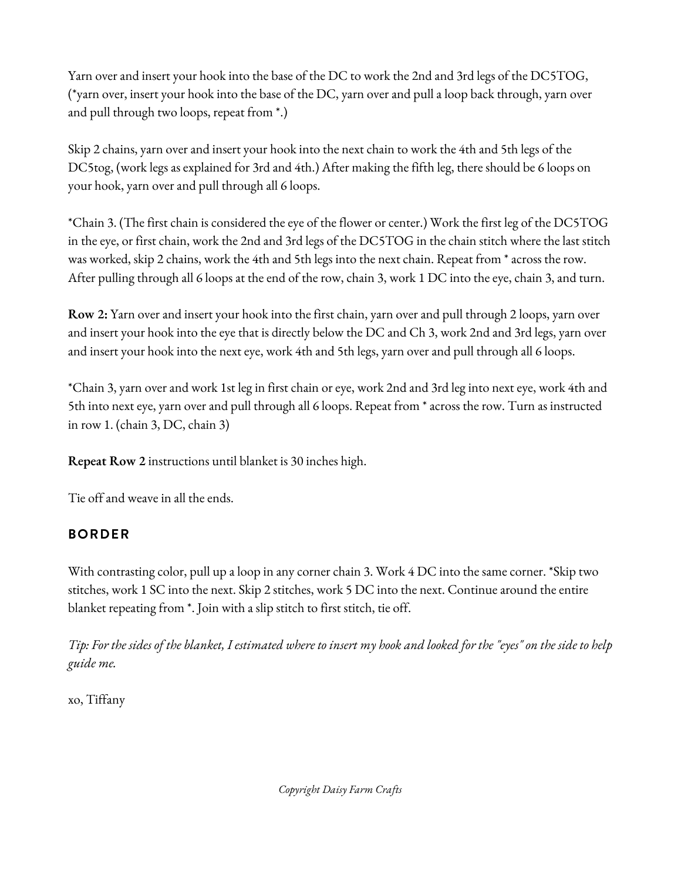Yarn over and insert your hook into the base of the DC to work the 2nd and 3rd legs of the DC5TOG, (*yarn over, insert your hook into the base of the DC, yarn over and pull a loop back through, yarn over and pull through two loops, repeat from *.)

Skip 2 chains, yarn over and insert your hook into the next chain to work the 4th and 5th legs of the DC5tog, (work legs as explained for 3rd and 4th.) After making the fifth leg, there should be 6 loops on your hook, yarn over and pull through all 6 loops.

*Chain 3. (The first chain is considered the eye of the flower or center.) Work the first leg of the DC5TOG in the eye, or first chain, work the 2nd and 3rd legs of the DC5TOG in the chain stitch where the last stitch was worked, skip 2 chains, work the 4th and 5th legs into the next chain. Repeat from * across the row. After pulling through all 6 loops at the end of the row, chain 3, work 1 DC into the eye, chain 3, and turn.

**Row 2:** Yarn over and insert your hook into the first chain, yarn over and pull through 2 loops, yarn over and insert your hook into the eye that is directly below the DC and Ch 3, work 2nd and 3rd legs, yarn over and insert your hook into the next eye, work 4th and 5th legs, yarn over and pull through all 6 loops.

*Chain 3, yarn over and work 1st leg in first chain or eye, work 2nd and 3rd leg into next eye, work 4th and 5th into next eye, yarn over and pull through all 6 loops. Repeat from * across the row. Turn as instructed in row 1. (chain 3, DC, chain 3)

**Repeat Row 2** instructions until blanket is 30 inches high.

Tie off and weave in all the ends.

## BORDER

With contrasting color, pull up a loop in any corner chain 3. Work 4 DC into the same corner. *Skip two stitches, work 1 SC into the next. Skip 2 stitches, work 5 DC into the next. Continue around the entire blanket repeating from *. Join with a slip stitch to first stitch, tie off.

*Tip: For the sides of the blanket, I estimated where to insert my hook and looked for the "eyes" on the side to help guide me.*

xo, Tiffany

*Copyright Daisy Farm Crafts*